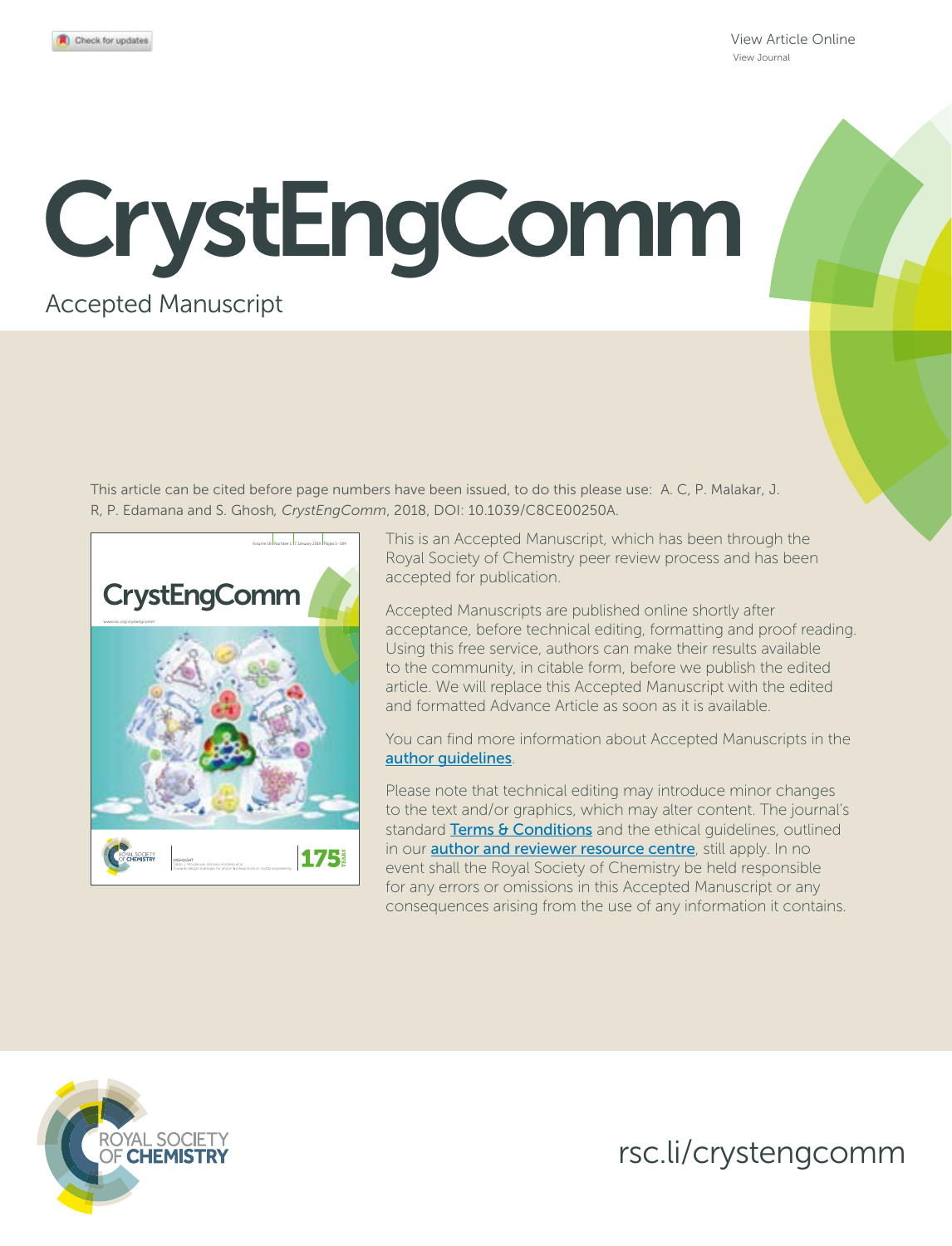View Article Online
View Journal

# CrystEngComm

Accepted Manuscript

This article can be cited before page numbers have been issued, to do this please use: A. C, P. Malakar, J. R, P. Edamana and S. Ghosh, *CrystEngComm*, 2018, DOI: 10.1039/C8CE00250A.

This is an Accepted Manuscript, which has been through the Royal Society of Chemistry peer review process and has been accepted for publication.

Accepted Manuscripts are published online shortly after acceptance, before technical editing, formatting and proof reading. Using this free service, authors can make their results available to the community, in citable form, before we publish the edited article. We will replace this Accepted Manuscript with the edited and formatted Advance Article as soon as it is available.

You can find more information about Accepted Manuscripts in the author guidelines.

Please note that technical editing may introduce minor changes to the text and/or graphics, which may alter content. The journal's standard Terms & Conditions and the ethical guidelines, outlined in our author and reviewer resource centre, still apply. In no event shall the Royal Society of Chemistry be held responsible for any errors or omissions in this Accepted Manuscript or any consequences arising from the use of any information it contains.

ROYAL SOCIETY OF CHEMISTRY

rsc.li/crystengcomm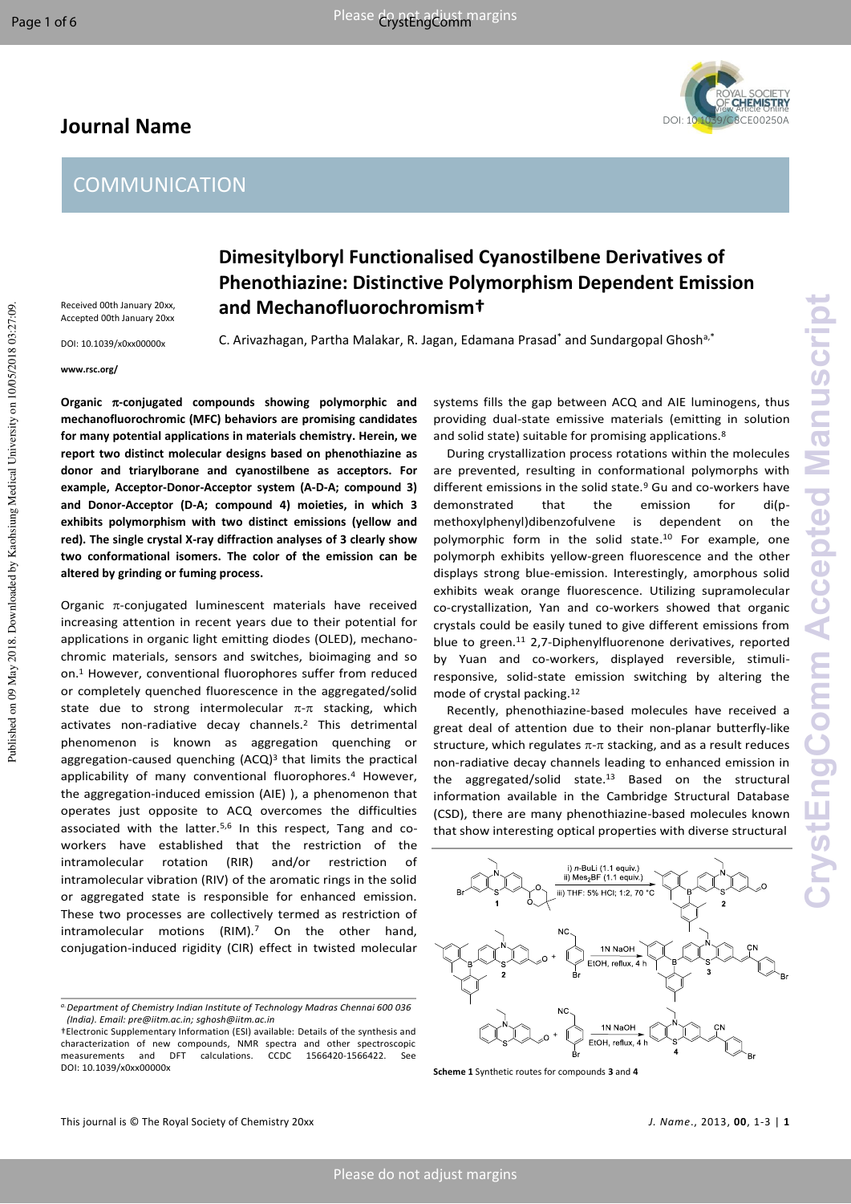# COMMUNICATION

# Dimesitylboryl Functionalised Cyanostilbene Derivatives of Phenothiazine: Distinctive Polymorphism Dependent Emission and Mechanofluorochromism†

Received 00th January 20xx, Accepted 00th January 20xx

DOI: 10.1039/x0xx00000x

www.rsc.org/

C. Arivazhagan, Partha Malakar, R. Jagan, Edamana Prasad* and Sundargopal Ghosh[a,*]

**Organic π-conjugated compounds showing polymorphic and mechanofluorochromic (MFC) behaviors are promising candidates for many potential applications in materials chemistry. Herein, we report two distinct molecular designs based on phenothiazine as donor and triarylborane and cyanostilbene as acceptors. For example, Acceptor-Donor-Acceptor system (A-D-A; compound 3) and Donor-Acceptor (D-A; compound 4) moieties, in which 3 exhibits polymorphism with two distinct emissions (yellow and red). The single crystal X-ray diffraction analyses of 3 clearly show two conformational isomers. The color of the emission can be altered by grinding or fuming process.**

Organic π-conjugated luminescent materials have received increasing attention in recent years due to their potential for applications in organic light emitting diodes (OLED), mechanochromic materials, sensors and switches, bioimaging and so on.[1] However, conventional fluorophores suffer from reduced or completely quenched fluorescence in the aggregated/solid state due to strong intermolecular π-π stacking, which activates non-radiative decay channels.[2] This detrimental phenomenon is known as aggregation quenching or aggregation-caused quenching (ACQ)[3] that limits the practical applicability of many conventional fluorophores.[4] However, the aggregation-induced emission (AIE) ), a phenomenon that operates just opposite to ACQ overcomes the difficulties associated with the latter.[5,6] In this respect, Tang and co-workers have established that the restriction of the intramolecular rotation (RIR) and/or restriction of intramolecular vibration (RIV) of the aromatic rings in the solid or aggregated state is responsible for enhanced emission. These two processes are collectively termed as restriction of intramolecular motions (RIM).[7] On the other hand, conjugation-induced rigidity (CIR) effect in twisted molecular systems fills the gap between ACQ and AIE luminogens, thus providing dual-state emissive materials (emitting in solution and solid state) suitable for promising applications.[8]

During crystallization process rotations within the molecules are prevented, resulting in conformational polymorphs with different emissions in the solid state.[9] Gu and co-workers have demonstrated that the emission for di(p-methoxylphenyl)dibenzofulvene is dependent on the polymorphic form in the solid state.[10] For example, one polymorph exhibits yellow-green fluorescence and the other displays strong blue-emission. Interestingly, amorphous solid exhibits weak orange fluorescence. Utilizing supramolecular co-crystallization, Yan and co-workers showed that organic crystals could be easily tuned to give different emissions from blue to green.[11] 2,7-Diphenylfluorenone derivatives, reported by Yuan and co-workers, displayed reversible, stimuli-responsive, solid-state emission switching by altering the mode of crystal packing.[12]

Recently, phenothiazine-based molecules have received a great deal of attention due to their non-planar butterfly-like structure, which regulates π-π stacking, and as a result reduces non-radiative decay channels leading to enhanced emission in the aggregated/solid state.[13] Based on the structural information available in the Cambridge Structural Database (CSD), there are many phenothiazine-based molecules known that show interesting optical properties with diverse structural

Scheme 1 Synthetic routes for compounds **3** and **4**

[a] Department of Chemistry Indian Institute of Technology Madras Chennai 600 036 (India). Email: pre@iitm.ac.in; sghosh@iitm.ac.in

†Electronic Supplementary Information (ESI) available: Details of the synthesis and characterization of new compounds, NMR spectra and other spectroscopic measurements and DFT calculations. CCDC 1566420-1566422. See DOI: 10.1039/x0xx00000x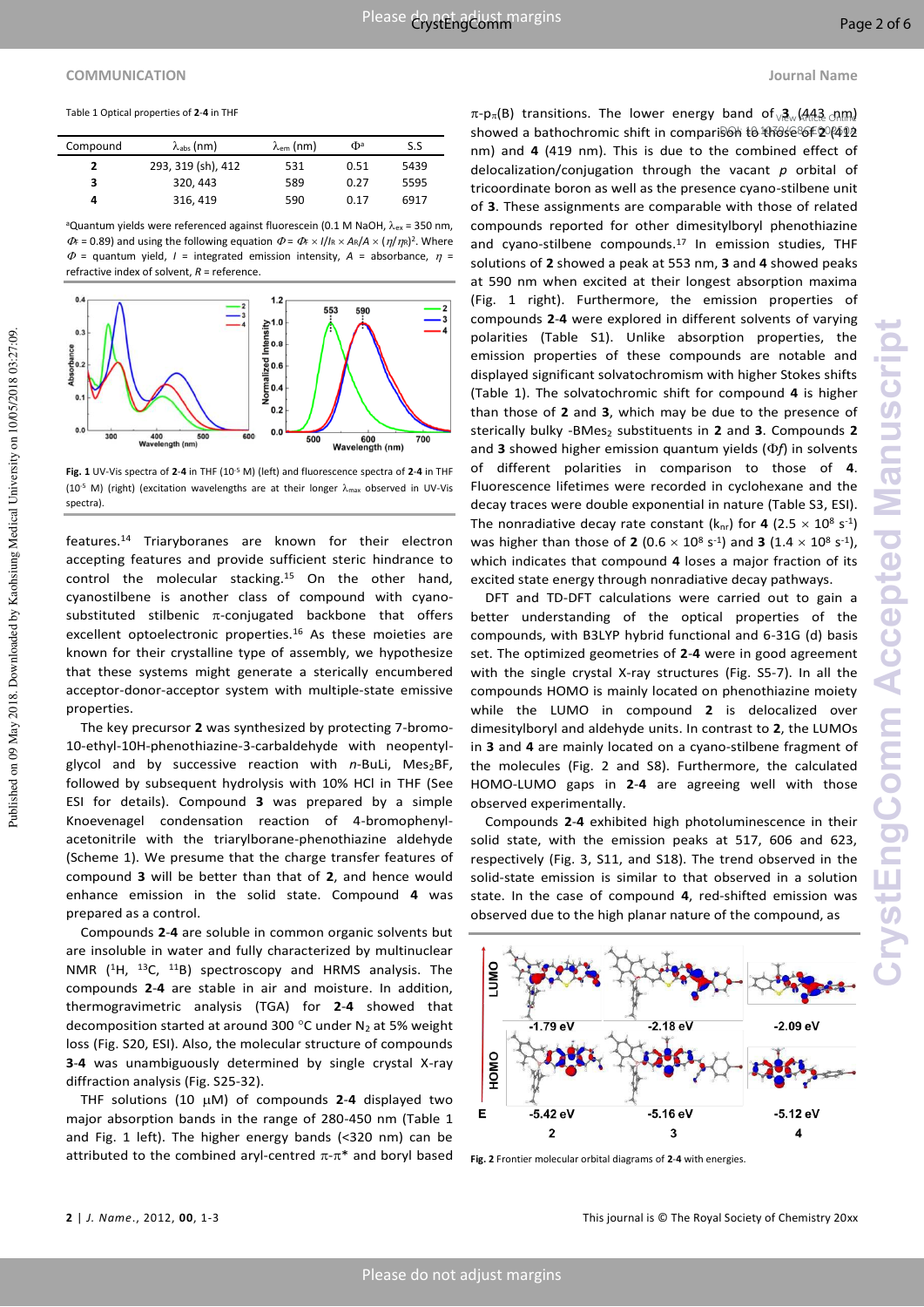Table 1 Optical properties of **2**-**4** in THF

| Compound | $\lambda_{abs}$ (nm) | $\lambda_{em}$ (nm) | $\Phi^a$ | S.S |
|---|---|---|---|---|
| **2** | 293, 319 (sh), 412 | 531 | 0.51 | 5439 |
| **3** | 320, 443 | 589 | 0.27 | 5595 |
| **4** | 316, 419 | 590 | 0.17 | 6917 |

[a]Quantum yields were referenced against fluorescein (0.1 M NaOH, $\lambda_{ex}$ = 350 nm, $\Phi_F$ = 0.89) and using the following equation $\Phi = \Phi_F \times I/I_R \times A_R/A \times (\eta/\eta_R)^2$. Where $\Phi$ = quantum yield, $I$ = integrated emission intensity, $A$ = absorbance, $\eta$ = refractive index of solvent, $R$ = reference.

**Fig. 1** UV-Vis spectra of **2**-**4** in THF ($10^{-5}$ M) (left) and fluorescence spectra of **2**-**4** in THF ($10^{-5}$ M) (right) (excitation wavelengths are at their longer $\lambda_{max}$ observed in UV-Vis spectra).

features.[14] Triarylboranes are known for their electron accepting features and provide sufficient steric hindrance to control the molecular stacking.[15] On the other hand, cyanostilbene is another class of compound with cyano-substituted stilbenic π-conjugated backbone that offers excellent optoelectronic properties.[16] As these moieties are known for their crystalline type of assembly, we hypothesize that these systems might generate a sterically encumbered acceptor-donor-acceptor system with multiple-state emissive properties.

The key precursor **2** was synthesized by protecting 7-bromo-10-ethyl-10H-phenothiazine-3-carbaldehyde with neopentyl-glycol and by successive reaction with *n*-BuLi, $Mes_2BF$, followed by subsequent hydrolysis with 10% HCl in THF (See ESI for details). Compound **3** was prepared by a simple Knoevenagel condensation reaction of 4-bromophenyl-acetonitrile with the triarylborane-phenothiazine aldehyde (Scheme 1). We presume that the charge transfer features of compound **3** will be better than that of **2**, and hence would enhance emission in the solid state. Compound **4** was prepared as a control.

Compounds **2**-**4** are soluble in common organic solvents but are insoluble in water and fully characterized by multinuclear NMR ($^1H$, $^{13}C$, $^{11}B$) spectroscopy and HRMS analysis. The compounds **2**-**4** are stable in air and moisture. In addition, thermogravimetric analysis (TGA) for **2**-**4** showed that decomposition started at around 300 °C under $N_2$ at 5% weight loss (Fig. S20, ESI). Also, the molecular structure of compounds **3**-**4** was unambiguously determined by single crystal X-ray diffraction analysis (Fig. S25-32).

THF solutions (10 μM) of compounds **2**-**4** displayed two major absorption bands in the range of 280-450 nm (Table 1 and Fig. 1 left). The higher energy bands (<320 nm) can be attributed to the combined aryl-centred π-π* and boryl based π-$p_\pi$(B) transitions. The lower energy band of **3** (443 nm) showed a bathochromic shift in comparison to those of **2** (412 nm) and **4** (419 nm). This is due to the combined effect of delocalization/conjugation through the vacant *p* orbital of tricoordinate boron as well as the presence cyano-stilbene unit of **3**. These assignments are comparable with those of related compounds reported for other dimesitylboryl phenothiazine and cyano-stilbene compounds.[17] In emission studies, THF solutions of **2** showed a peak at 553 nm, **3** and **4** showed peaks at 590 nm when excited at their longest absorption maxima (Fig. 1 right). Furthermore, the emission properties of compounds **2**-**4** were explored in different solvents of varying polarities (Table S1). Unlike absorption properties, the emission properties of these compounds are notable and displayed significant solvatochromism with higher Stokes shifts (Table 1). The solvatochromic shift for compound **4** is higher than those of **2** and **3**, which may be due to the presence of sterically bulky -$BMes_2$ substituents in **2** and **3**. Compounds **2** and **3** showed higher emission quantum yields ($\Phi f$) in solvents of different polarities in comparison to those of **4**. Fluorescence lifetimes were recorded in cyclohexane and the decay traces were double exponential in nature (Table S3, ESI). The nonradiative decay rate constant ($k_{nr}$) for **4** ($2.5 \times 10^8$ $s^{-1}$) was higher than that of **2** ($0.6 \times 10^8$ $s^{-1}$) and **3** ($1.4 \times 10^8$ $s^{-1}$), which indicates that compound **4** loses a major fraction of its excited state energy through nonradiative decay pathways.

DFT and TD-DFT calculations were carried out to gain a better understanding of the optical properties of the compounds, with B3LYP hybrid functional and 6-31G (d) basis set. The optimized geometries of **2**-**4** were in good agreement with the single crystal X-ray structures (Fig. S5-7). In all the compounds HOMO is mainly located on phenothiazine moiety while the LUMO in compound **2** is delocalized over dimesitylboryl and aldehyde units. In contrast to **2**, the LUMOs in **3** and **4** are mainly located on a cyano-stilbene fragment of the molecules (Fig. 2 and S8). Furthermore, the calculated HOMO-LUMO gaps in **2**-**4** are agreeing well with those observed experimentally.

Compounds **2**-**4** exhibited high photoluminescence in their solid state, with the emission peaks at 517, 606 and 623, respectively (Fig. 3, S11, and S18). The trend observed in the solid-state emission is similar to that observed in a solution state. In the case of compound **4**, red-shifted emission was observed due to the high planar nature of the compound, as

**Fig. 2** Frontier molecular orbital diagrams of **2**-**4** with energies.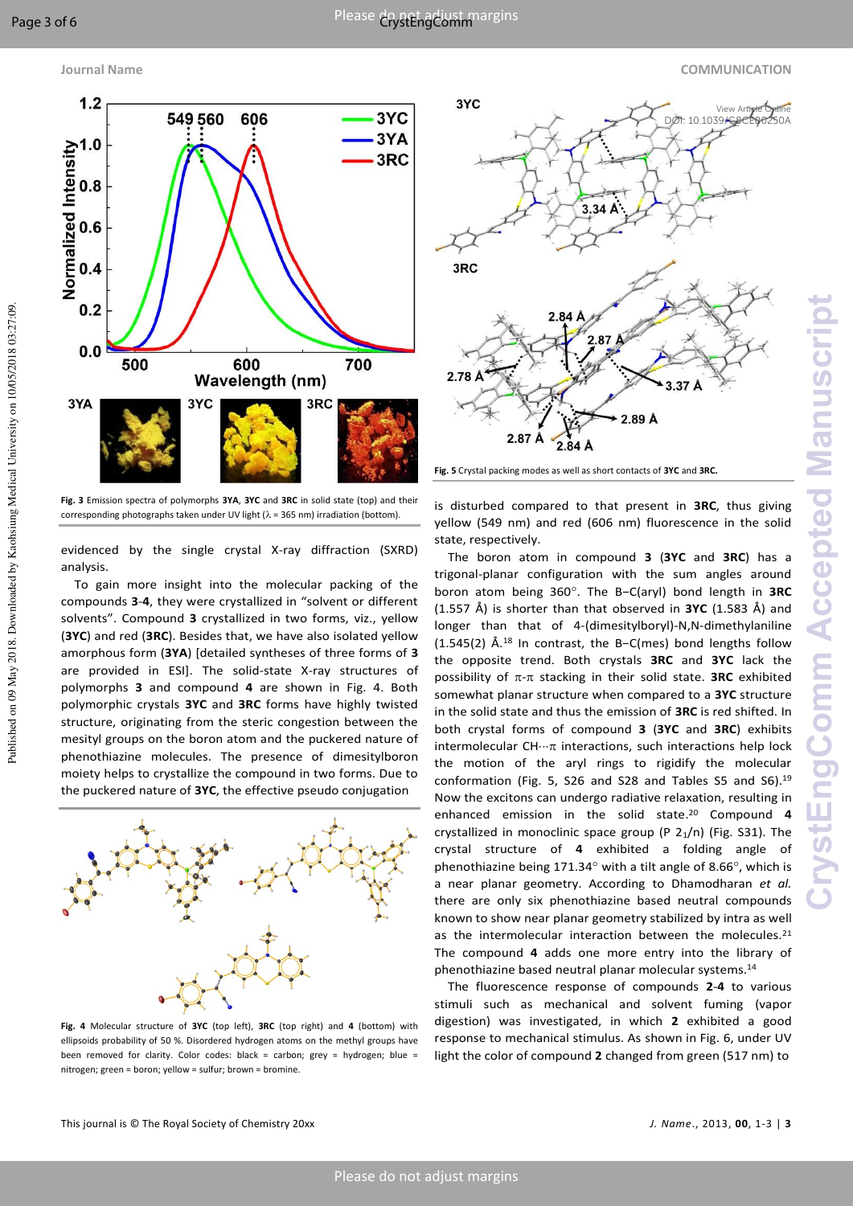Fig. 3 Emission spectra of polymorphs **3YA**, **3YC** and **3RC** in solid state (top) and their corresponding photographs taken under UV light (λ = 365 nm) irradiation (bottom).

evidenced by the single crystal X-ray diffraction (SXRD) analysis.

To gain more insight into the molecular packing of the compounds **3**-**4**, they were crystallized in "solvent or different solvents". Compound **3** crystallized in two forms, viz., yellow (**3YC**) and red (**3RC**). Besides that, we have also isolated yellow amorphous form (**3YA**) [detailed syntheses of three forms of **3** are provided in ESI]. The solid-state X-ray structures of polymorphs **3** and compound **4** are shown in Fig. 4. Both polymorphic crystals **3YC** and **3RC** forms have highly twisted structure, originating from the steric congestion between the mesityl groups on the boron atom and the puckered nature of phenothiazine molecules. The presence of dimesitylboron moiety helps to crystallize the compound in two forms. Due to the puckered nature of **3YC**, the effective pseudo conjugation

**Fig. 4** Molecular structure of **3YC** (top left), **3RC** (top right) and **4** (bottom) with ellipsoids probability of 50 %. Disordered hydrogen atoms on the methyl groups have been removed for clarity. Color codes: black = carbon; grey = hydrogen; blue = nitrogen; green = boron; yellow = sulfur; brown = bromine.

**Fig. 5** Crystal packing modes as well as short contacts of **3YC** and **3RC.**

is disturbed compared to that present in **3RC**, thus giving yellow (549 nm) and red (606 nm) fluorescence in the solid state, respectively.

The boron atom in compound **3** (**3YC** and **3RC**) has a trigonal-planar configuration with the sum angles around boron atom being 360°. The B–C(aryl) bond length in **3RC** (1.557 Å) is shorter than that observed in **3YC** (1.583 Å) and longer than that of 4-(dimesitylboryl)-N,N-dimethylaniline (1.545(2) Å.[18] In contrast, the B–C(mes) bond lengths follow the opposite trend. Both crystals **3RC** and **3YC** lack the possibility of π-π stacking in their solid state. **3RC** exhibited somewhat planar structure when compared to a **3YC** structure in the solid state and thus the emission of **3RC** is red shifted. In both crystal forms of compound **3** (**3YC** and **3RC**) exhibits intermolecular CH···π interactions, such interactions help lock the motion of the aryl rings to rigidify the molecular conformation (Fig. 5, S26 and S28 and Tables S5 and S6).[19] Now the excitons can undergo radiative relaxation, resulting in enhanced emission in the solid state.[20] Compound **4** crystallized in monoclinic space group (P $2_1$/n) (Fig. S31). The crystal structure of **4** exhibited a folding angle of phenothiazine being 171.34° with a tilt angle of 8.66°, which is a near planar geometry. According to Dhamodharan *et al.* there are only six phenothiazine based neutral compounds known to show near planar geometry stabilized by intra as well as the intermolecular interaction between the molecules.[21] The compound **4** adds one more entry into the library of phenothiazine based neutral planar molecular systems.[14]

The fluorescence response of compounds **2**-**4** to various stimuli such as mechanical and solvent fuming (vapor digestion) was investigated, in which **2** exhibited a good response to mechanical stimulus. As shown in Fig. 6, under UV light the color of compound **2** changed from green (517 nm) to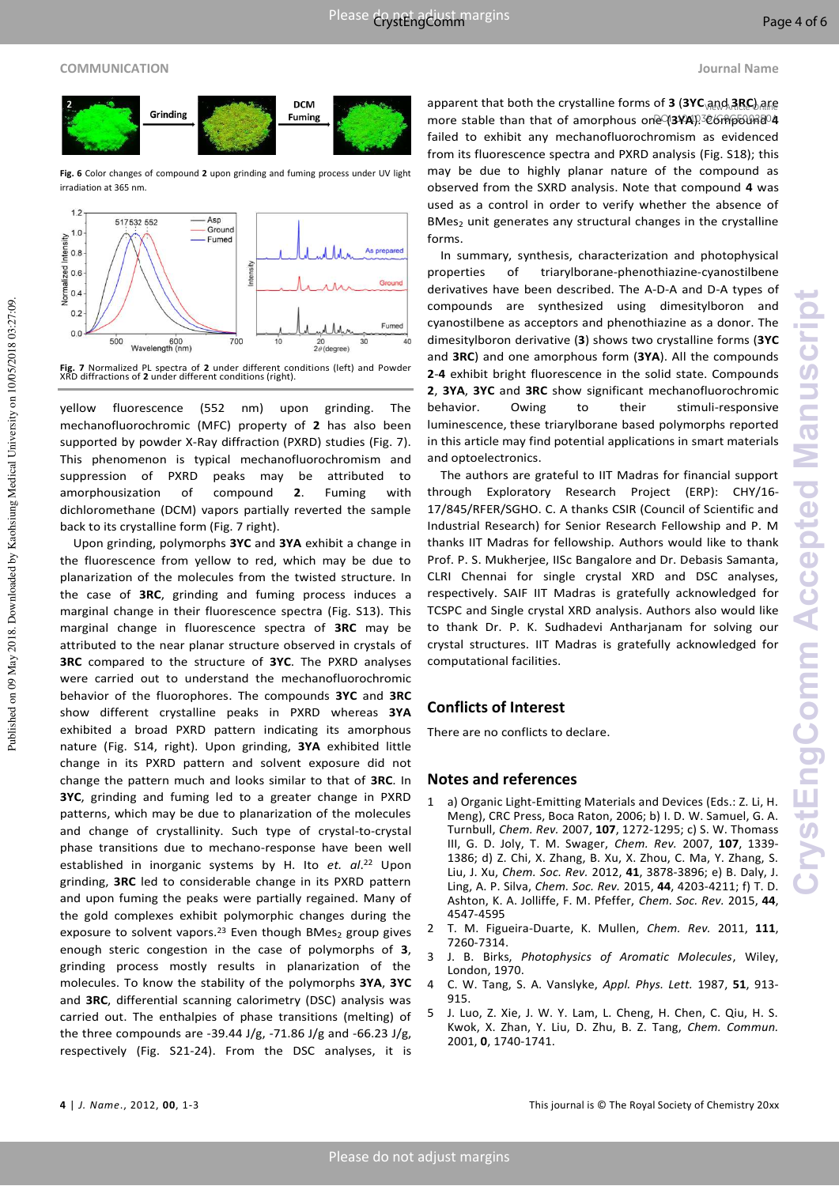Fig. 6 Color changes of compound **2** upon grinding and fuming process under UV light irradiation at 365 nm.

Fig. 7 Normalized PL spectra of **2** under different conditions (left) and Powder XRD diffractions of **2** under different conditions (right).

yellow fluorescence (552 nm) upon grinding. The mechanofluorochromic (MFC) property of **2** has also been supported by powder X-Ray diffraction (PXRD) studies (Fig. 7). This phenomenon is typical mechanofluorochromism and suppression of PXRD peaks may be attributed to amorphousization of compound **2**. Fuming with dichloromethane (DCM) vapors partially reverted the sample back to its crystalline form (Fig. 7 right).

Upon grinding, polymorphs **3YC** and **3YA** exhibit a change in the fluorescence from yellow to red, which may be due to planarization of the molecules from the twisted structure. In the case of **3RC**, grinding and fuming process induces a marginal change in their fluorescence spectra (Fig. S13). This marginal change in fluorescence spectra of **3RC** may be attributed to the near planar structure observed in crystals of **3RC** compared to the structure of **3YC**. The PXRD analyses were carried out to understand the mechanofluorochromic behavior of the fluorophores. The compounds **3YC** and **3RC** show different crystalline peaks in PXRD whereas **3YA** exhibited a broad PXRD pattern indicating its amorphous nature (Fig. S14, right). Upon grinding, **3YA** exhibited little change in its PXRD pattern and solvent exposure did not change the pattern much and looks similar to that of **3RC**. In **3YC**, grinding and fuming led to a greater change in PXRD patterns, which may be due to planarization of the molecules and change of crystallinity. Such type of crystal-to-crystal phase transitions due to mechano-response have been well established in inorganic systems by H. Ito *et. al*.[22] Upon grinding, **3RC** led to considerable change in its PXRD pattern and upon fuming the peaks were partially regained. Many of the gold complexes exhibit polymorphic changes during the exposure to solvent vapors.[23] Even though $BMes_2$ group gives enough steric congestion in the case of polymorphs of **3**, grinding process mostly results in planarization of the molecules. To know the stability of the polymorphs **3YA**, **3YC** and **3RC**, differential scanning calorimetry (DSC) analysis was carried out. The enthalpies of phase transitions (melting) of the three compounds are -39.44 J/g, -71.86 J/g and -66.23 J/g, respectively (Fig. S21-24). From the DSC analyses, it is apparent that both the crystalline forms of **3** (**3YC** and **3RC**) are more stable than that of amorphous one (**3YA**). Compound **4** failed to exhibit any mechanofluorochromism as evidenced from its fluorescence spectra and PXRD analysis (Fig. S18); this may be due to highly planar nature of the compound as observed from the SXRD analysis. Note that compound **4** was used as a control in order to verify whether the absence of $BMes_2$ unit generates any structural changes in the crystalline forms.

In summary, synthesis, characterization and photophysical properties of triarylborane-phenothiazine-cyanostilbene derivatives have been described. The A-D-A and D-A types of compounds are synthesized using dimesitylboron and cyanostilbene as acceptors and phenothiazine as a donor. The dimesitylboron derivative (**3**) shows two crystalline forms (**3YC** and **3RC**) and one amorphous form (**3YA**). All the compounds **2**-**4** exhibit bright fluorescence in the solid state. Compounds **2**, **3YA**, **3YC** and **3RC** show significant mechanofluorochromic behavior. Owing to their stimuli-responsive luminescence, these triarylborane based polymorphs reported in this article may find potential applications in smart materials and optoelectronics.

The authors are grateful to IIT Madras for financial support through Exploratory Research Project (ERP): CHY/16-17/845/RFER/SGHO. C. A thanks CSIR (Council of Scientific and Industrial Research) for Senior Research Fellowship and P. M thanks IIT Madras for fellowship. Authors would like to thank Prof. P. S. Mukherjee, IISc Bangalore and Dr. Debasis Samanta, CLRI Chennai for single crystal XRD and DSC analyses, respectively. SAIF IIT Madras is gratefully acknowledged for TCSPC and Single crystal XRD analysis. Authors also would like to thank Dr. P. K. Sudhadevi Antharjanam for solving our crystal structures. IIT Madras is gratefully acknowledged for computational facilities.

## Conflicts of Interest

There are no conflicts to declare.

## Notes and references

1. a) Organic Light-Emitting Materials and Devices (Eds.: Z. Li, H. Meng), CRC Press, Boca Raton, 2006; b) I. D. W. Samuel, G. A. Turnbull, *Chem. Rev.* 2007, **107**, 1272-1295; c) S. W. Thomass III, G. D. Joly, T. M. Swager, *Chem. Rev.* 2007, **107**, 1339-1386; d) Z. Chi, X. Zhang, B. Xu, X. Zhou, C. Ma, Y. Zhang, S. Liu, J. Xu, *Chem. Soc. Rev.* 2012, **41**, 3878-3896; e) B. Daly, J. Ling, A. P. Silva, *Chem. Soc. Rev.* 2015, **44**, 4203-4211; f) T. D. Ashton, K. A. Jolliffe, F. M. Pfeffer, *Chem. Soc. Rev.* 2015, **44**, 4547-4595
2. T. M. Figueira-Duarte, K. Mullen, *Chem. Rev.* 2011, **111**, 7260-7314.
3. J. B. Birks, *Photophysics of Aromatic Molecules*, Wiley, London, 1970.
4. C. W. Tang, S. A. Vanslyke, *Appl. Phys. Lett.* 1987, **51**, 913-915.
5. J. Luo, Z. Xie, J. W. Y. Lam, L. Cheng, H. Chen, C. Qiu, H. S. Kwok, X. Zhan, Y. Liu, D. Zhu, B. Z. Tang, *Chem. Commun.* 2001, **0**, 1740-1741.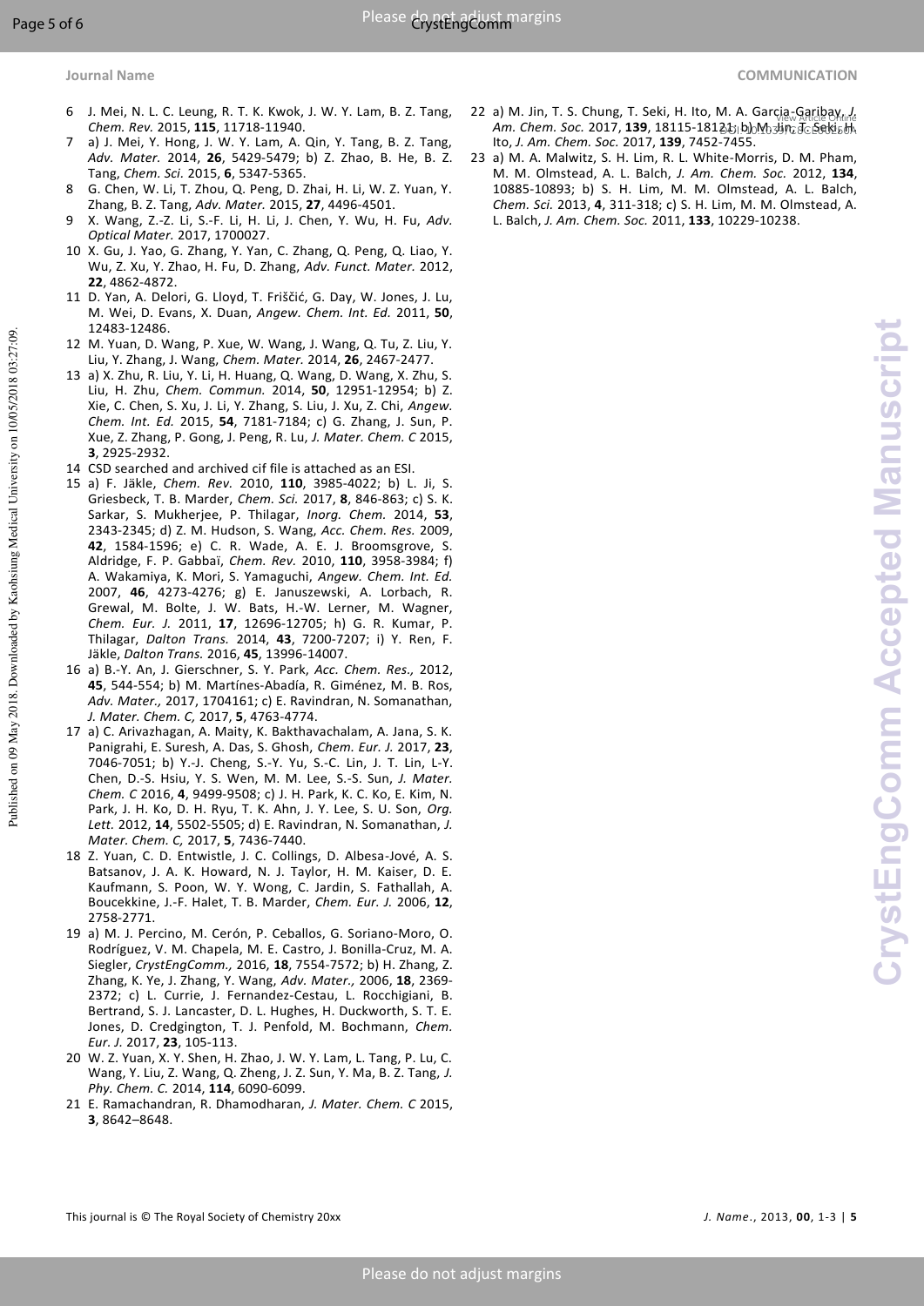6 J. Mei, N. L. C. Leung, R. T. K. Kwok, J. W. Y. Lam, B. Z. Tang, *Chem. Rev.* 2015, **115**, 11718-11940.

7 a) J. Mei, Y. Hong, J. W. Y. Lam, A. Qin, Y. Tang, B. Z. Tang, *Adv. Mater.* 2014, **26**, 5429-5479; b) Z. Zhao, B. He, B. Z. Tang, *Chem. Sci.* 2015, **6**, 5347-5365.

8 G. Chen, W. Li, T. Zhou, Q. Peng, D. Zhai, H. Li, W. Z. Yuan, Y. Zhang, B. Z. Tang, *Adv. Mater.* 2015, **27**, 4496-4501.

9 X. Wang, Z.-Z. Li, S.-F. Li, H. Li, J. Chen, Y. Wu, H. Fu, *Adv. Optical Mater.* 2017, 1700027.

10 X. Gu, J. Yao, G. Zhang, Y. Yan, C. Zhang, Q. Peng, Q. Liao, Y. Wu, Z. Xu, Y. Zhao, H. Fu, D. Zhang, *Adv. Funct. Mater.* 2012, **22**, 4862-4872.

11 D. Yan, A. Delori, G. Lloyd, T. Friščić, G. Day, W. Jones, J. Lu, M. Wei, D. Evans, X. Duan, *Angew. Chem. Int. Ed.* 2011, **50**, 12483-12486.

12 M. Yuan, D. Wang, P. Xue, W. Wang, J. Wang, Q. Tu, Z. Liu, Y. Liu, Y. Zhang, J. Wang, *Chem. Mater.* 2014, **26**, 2467-2477.

13 a) X. Zhu, R. Liu, Y. Li, H. Huang, Q. Wang, D. Wang, X. Zhu, S. Liu, H. Zhu, *Chem. Commun.* 2014, **50**, 12951-12954; b) Z. Xie, C. Chen, S. Xu, J. Li, Y. Zhang, S. Liu, J. Xu, Z. Chi, *Angew. Chem. Int. Ed.* 2015, **54**, 7181-7184; c) G. Zhang, J. Sun, P. Xue, Z. Zhang, P. Gong, J. Peng, R. Lu, *J. Mater. Chem. C* 2015, **3**, 2925-2932.

14 CSD searched and archived cif file is attached as an ESI.

15 a) F. Jäkle, *Chem. Rev.* 2010, **110**, 3985-4022; b) L. Ji, S. Griesbeck, T. B. Marder, *Chem. Sci.* 2017, **8**, 846-863; c) S. K. Sarkar, S. Mukherjee, P. Thilagar, *Inorg. Chem.* 2014, **53**, 2343-2345; d) Z. M. Hudson, S. Wang, *Acc. Chem. Res.* 2009, **42**, 1584-1596; e) C. R. Wade, A. E. J. Broomsgrove, S. Aldridge, F. P. Gabbaï, *Chem. Rev.* 2010, **110**, 3958-3984; f) A. Wakamiya, K. Mori, S. Yamaguchi, *Angew. Chem. Int. Ed.* 2007, **46**, 4273-4276; g) E. Januszewski, A. Lorbach, R. Grewal, M. Bolte, J. W. Bats, H.-W. Lerner, M. Wagner, *Chem. Eur. J.* 2011, **17**, 12696-12705; h) G. R. Kumar, P. Thilagar, *Dalton Trans.* 2014, **43**, 7200-7207; i) Y. Ren, F. Jäkle, *Dalton Trans.* 2016, **45**, 13996-14007.

16 a) B.-Y. An, J. Gierschner, S. Y. Park, *Acc. Chem. Res.,* 2012, **45**, 544-554; b) M. Martínes-Abadía, R. Giménez, M. B. Ros, *Adv. Mater.,* 2017, 1704161; c) E. Ravindran, N. Somanathan, *J. Mater. Chem. C,* 2017, **5**, 4763-4774.

17 a) C. Arivazhagan, A. Maity, K. Bakthavachalam, A. Jana, S. K. Panigrahi, E. Suresh, A. Das, S. Ghosh, *Chem. Eur. J.* 2017, **23**, 7046-7051; b) Y.-J. Cheng, S.-Y. Yu, S.-C. Lin, J. T. Lin, L-Y. Chen, D.-S. Hsiu, Y. S. Wen, M. M. Lee, S.-S. Sun, *J. Mater. Chem. C* 2016, **4**, 9499-9508; c) J. H. Park, K. C. Ko, E. Kim, N. Park, J. H. Ko, D. H. Ryu, T. K. Ahn, J. Y. Lee, S. U. Son, *Org. Lett.* 2012, **14**, 5502-5505; d) E. Ravindran, N. Somanathan, *J. Mater. Chem. C,* 2017, **5**, 7436-7440.

18 Z. Yuan, C. D. Entwistle, J. C. Collings, D. Albesa-Jové, A. S. Batsanov, J. A. K. Howard, N. J. Taylor, H. M. Kaiser, D. E. Kaufmann, S. Poon, W. Y. Wong, C. Jardin, S. Fathallah, A. Boucekkine, J.-F. Halet, T. B. Marder, *Chem. Eur. J.* 2006, **12**, 2758-2771.

19 a) M. J. Percino, M. Cerón, P. Ceballos, G. Soriano-Moro, O. Rodríguez, V. M. Chapela, M. E. Castro, J. Bonilla-Cruz, M. A. Siegler, *CrystEngComm.,* 2016, **18**, 7554-7572; b) H. Zhang, Z. Zhang, K. Ye, J. Zhang, Y. Wang, *Adv. Mater.,* 2006, **18**, 2369-2372; c) L. Currie, J. Fernandez-Cestau, L. Rocchigiani, B. Bertrand, S. J. Lancaster, D. L. Hughes, H. Duckworth, S. T. E. Jones, D. Credgington, T. J. Penfold, M. Bochmann, *Chem. Eur. J.* 2017, **23**, 105-113.

20 W. Z. Yuan, X. Y. Shen, H. Zhao, J. W. Y. Lam, L. Tang, P. Lu, C. Wang, Y. Liu, Z. Wang, Q. Zheng, J. Z. Sun, Y. Ma, B. Z. Tang, *J. Phy. Chem. C.* 2014, **114**, 6090-6099.

21 E. Ramachandran, R. Dhamodharan, *J. Mater. Chem. C* 2015, **3**, 8642–8648.

22 a) M. Jin, T. S. Chung, T. Seki, H. Ito, M. A. Garcia-Garibay, *J. Am. Chem. Soc.* 2017, **139**, 18115-18121; b) M. Jin, T. Seki, H. Ito, *J. Am. Chem. Soc.* 2017, **139**, 7452-7455.

23 a) M. A. Malwitz, S. H. Lim, R. L. White-Morris, D. M. Pham, M. M. Olmstead, A. L. Balch, *J. Am. Chem. Soc.* 2012, **134**, 10885-10893; b) S. H. Lim, M. M. Olmstead, A. L. Balch, *Chem. Sci.* 2013, **4**, 311-318; c) S. H. Lim, M. M. Olmstead, A. L. Balch, *J. Am. Chem. Soc.* 2011, **133**, 10229-10238.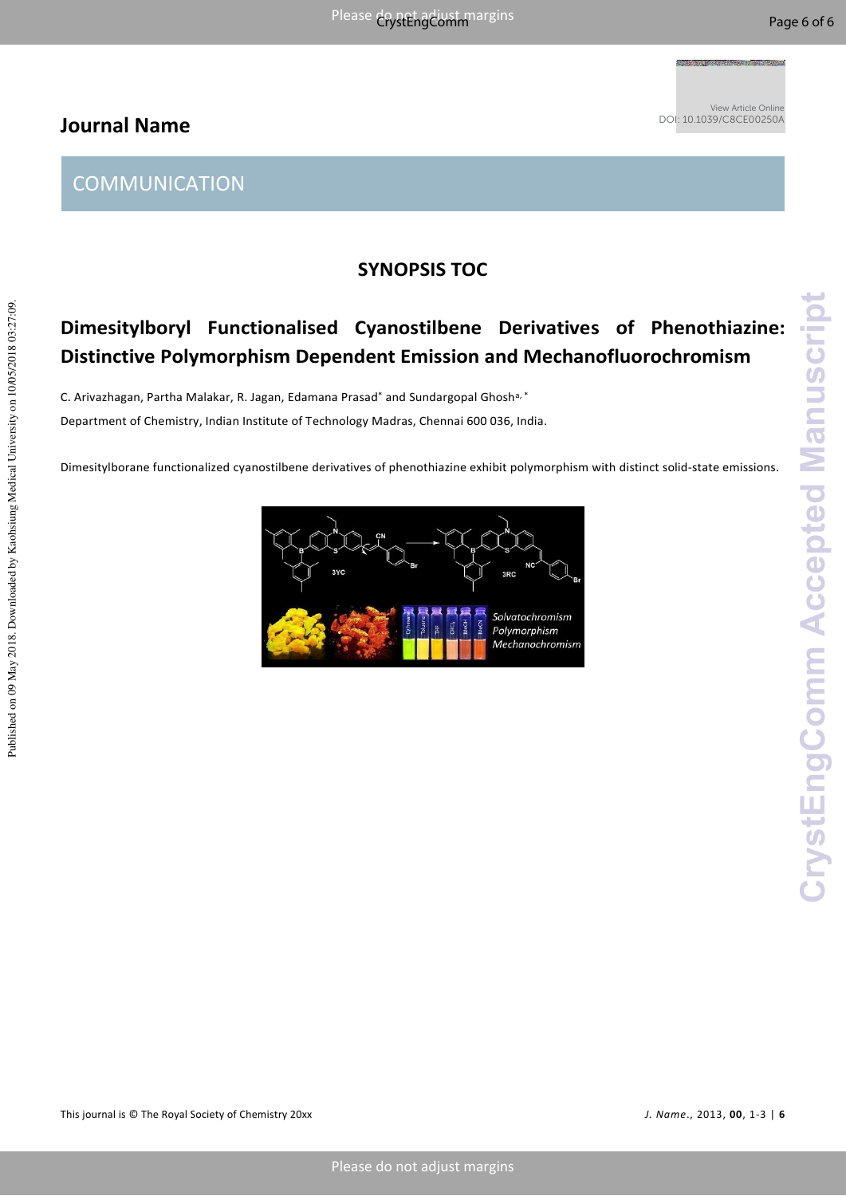# COMMUNICATION

## SYNOPSIS TOC

## Dimesitylboryl Functionalised Cyanostilbene Derivatives of Phenothiazine: Distinctive Polymorphism Dependent Emission and Mechanofluorochromism

C. Arivazhagan, Partha Malakar, R. Jagan, Edamana Prasad* and Sundargopal Ghosh[a,*]

Department of Chemistry, Indian Institute of Technology Madras, Chennai 600 036, India.

Dimesitylborane functionalized cyanostilbene derivatives of phenothiazine exhibit polymorphism with distinct solid-state emissions.